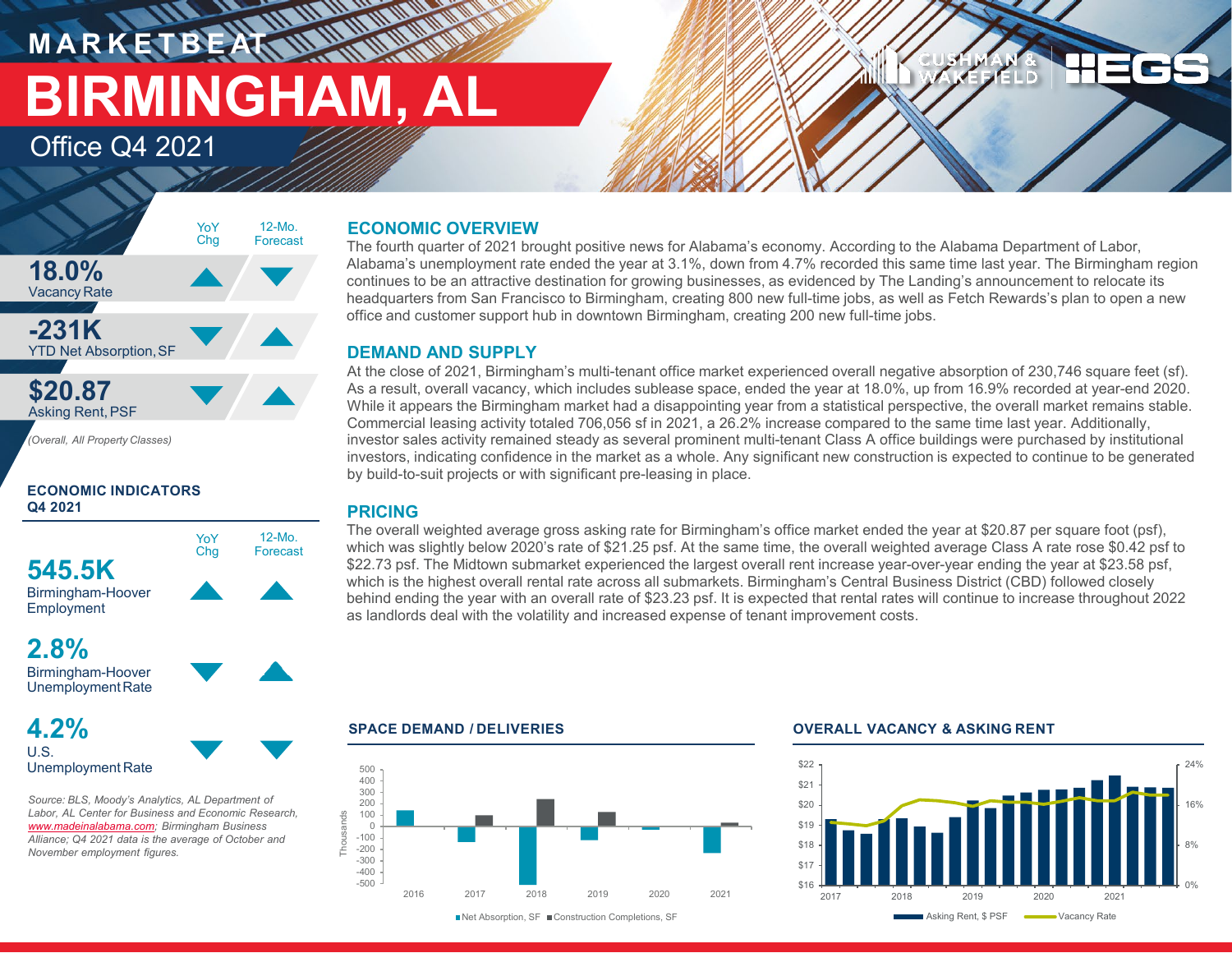MARKETBEAT

# BIRMINGHAM, AL

Office Q4 2021

| | YoY Chg | 12-Mo. Forecast |
|---|---|---|
| **18.0%** Vacancy Rate | ▲ | ▼ |
| **-231K** YTD Net Absorption, SF | ▼ | ▲ |
| **$20.87** Asking Rent, PSF | ▼ | ▲ |

*(Overall, All Property Classes)*

### ECONOMIC INDICATORS Q4 2021

| | YoY Chg | 12-Mo. Forecast |
|---|---|---|
| **545.5K** Birmingham-Hoover Employment | ▲ | ▲ |
| **2.8%** Birmingham-Hoover Unemployment Rate | ▼ | ▲ |
| **4.2%** U.S. Unemployment Rate | ▼ | ▼ |

*Source: BLS, Moody's Analytics, AL Department of Labor, AL Center for Business and Economic Research, www.madeinalabama.com; Birmingham Business Alliance; Q4 2021 data is the average of October and November employment figures.*

## ECONOMIC OVERVIEW

The fourth quarter of 2021 brought positive news for Alabama's economy. According to the Alabama Department of Labor, Alabama's unemployment rate ended the year at 3.1%, down from 4.7% recorded this same time last year. The Birmingham region continues to be an attractive destination for growing businesses, as evidenced by The Landing's announcement to relocate its headquarters from San Francisco to Birmingham, creating 800 new full-time jobs, as well as Fetch Rewards's plan to open a new office and customer support hub in downtown Birmingham, creating 200 new full-time jobs.

## DEMAND AND SUPPLY

At the close of 2021, Birmingham's multi-tenant office market experienced overall negative absorption of 230,746 square feet (sf). As a result, overall vacancy, which includes sublease space, ended the year at 18.0%, up from 16.9% recorded at year-end 2020. While it appears the Birmingham market had a disappointing year from a statistical perspective, the overall market remains stable. Commercial leasing activity totaled 706,056 sf in 2021, a 26.2% increase compared to the same time last year. Additionally, investor sales activity remained steady as several prominent multi-tenant Class A office buildings were purchased by institutional investors, indicating confidence in the market as a whole. Any significant new construction is expected to continue to be generated by build-to-suit projects or with significant pre-leasing in place.

## PRICING

The overall weighted average gross asking rate for Birmingham's office market ended the year at $20.87 per square foot (psf), which was slightly below 2020's rate of $21.25 psf. At the same time, the overall weighted average Class A rate rose $0.42 psf to $22.73 psf. The Midtown submarket experienced the largest overall rent increase year-over-year ending the year at $23.58 psf, which is the highest overall rental rate across all submarkets. Birmingham's Central Business District (CBD) followed closely behind ending the year with an overall rate of $23.23 psf. It is expected that rental rates will continue to increase throughout 2022 as landlords deal with the volatility and increased expense of tenant improvement costs.

### SPACE DEMAND / DELIVERIES

Net Absorption, SF; Construction Completions, SF (Thousands), 2016–2021

### OVERALL VACANCY & ASKING RENT

Asking Rent, $ PSF; Vacancy Rate, 2017–2021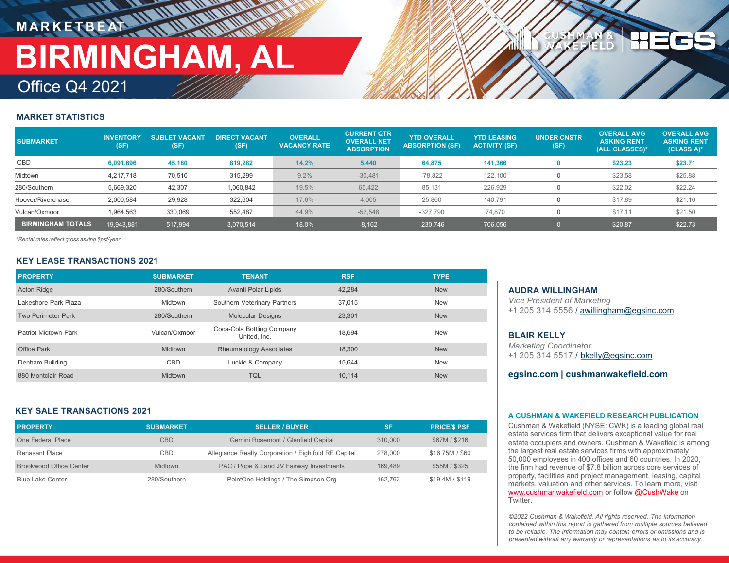MARKETBEAT

# BIRMINGHAM, AL

Office Q4 2021

## MARKET STATISTICS

| SUBMARKET | INVENTORY (SF) | SUBLET VACANT (SF) | DIRECT VACANT (SF) | OVERALL VACANCY RATE | CURRENT QTR OVERALL NET ABSORPTION | YTD OVERALL ABSORPTION (SF) | YTD LEASING ACTIVITY (SF) | UNDER CNSTR (SF) | OVERALL AVG ASKING RENT (ALL CLASSES)* | OVERALL AVG ASKING RENT (CLASS A)* |
|---|---|---|---|---|---|---|---|---|---|---|
| CBD | 6,091,696 | 45,180 | 819,282 | 14.2% | 5,440 | 64,875 | 141,366 | 0 | $23.23 | $23.71 |
| Midtown | 4,217,718 | 70,510 | 315,299 | 9.2% | -30,481 | -78,822 | 122,100 | 0 | $23.58 | $25.88 |
| 280/Southern | 5,669,320 | 42,307 | 1,060,842 | 19.5% | 65,422 | 85,131 | 226,929 | 0 | $22.02 | $22.24 |
| Hoover/Riverchase | 2,000,584 | 29,928 | 322,604 | 17.6% | 4,005 | 25,860 | 140,791 | 0 | $17.89 | $21.10 |
| Vulcan/Oxmoor | 1,964,563 | 330,069 | 552,487 | 44.9% | -52,548 | -327,790 | 74,870 | 0 | $17.11 | $21.50 |
| **BIRMINGHAM TOTALS** | 19,943,881 | 517,994 | 3,070,514 | 18.0% | -8,162 | -230,746 | 706,056 | 0 | $20.87 | $22.73 |

*Rental rates reflect gross asking $psf/year.

## KEY LEASE TRANSACTIONS 2021

| PROPERTY | SUBMARKET | TENANT | RSF | TYPE |
|---|---|---|---|---|
| Acton Ridge | 280/Southern | Avanti Polar Lipids | 42,284 | New |
| Lakeshore Park Plaza | Midtown | Southern Veterinary Partners | 37,015 | New |
| Two Perimeter Park | 280/Southern | Molecular Designs | 23,301 | New |
| Patriot Midtown Park | Vulcan/Oxmoor | Coca-Cola Bottling Company United, Inc. | 18,694 | New |
| Office Park | Midtown | Rheumatology Associates | 18,300 | New |
| Denham Building | CBD | Luckie & Company | 15,644 | New |
| 880 Montclair Road | Midtown | TQL | 10,114 | New |

## KEY SALE TRANSACTIONS 2021

| PROPERTY | SUBMARKET | SELLER / BUYER | SF | PRICE/$ PSF |
|---|---|---|---|---|
| One Federal Place | CBD | Gemini Rosemont / Glenfield Capital | 310,000 | $67M / $216 |
| Renasant Place | CBD | Allegiance Realty Corporation / Eightfold RE Capital | 278,000 | $16.75M / $60 |
| Brookwood Office Center | Midtown | PAC / Pope & Land JV Fairway Investments | 169,489 | $55M / $325 |
| Blue Lake Center | 280/Southern | PointOne Holdings / The Simpson Org | 162,763 | $19.4M / $119 |

**AUDRA WILLINGHAM**
*Vice President of Marketing*
+1 205 314 5556 / awillingham@egsinc.com

**BLAIR KELLY**
*Marketing Coordinator*
+1 205 314 5517 / bkelly@egsinc.com

**egsinc.com | cushmanwakefield.com**

**A CUSHMAN & WAKEFIELD RESEARCH PUBLICATION**

Cushman & Wakefield (NYSE: CWK) is a leading global real estate services firm that delivers exceptional value for real estate occupiers and owners. Cushman & Wakefield is among the largest real estate services firms with approximately 50,000 employees in 400 offices and 60 countries. In 2020, the firm had revenue of $7.8 billion across core services of property, facilities and project management, leasing, capital markets, valuation and other services. To learn more, visit www.cushmanwakefield.com or follow @CushWake on Twitter.

*©2022 Cushman & Wakefield. All rights reserved. The information contained within this report is gathered from multiple sources believed to be reliable. The information may contain errors or omissions and is presented without any warranty or representations as to its accuracy.*